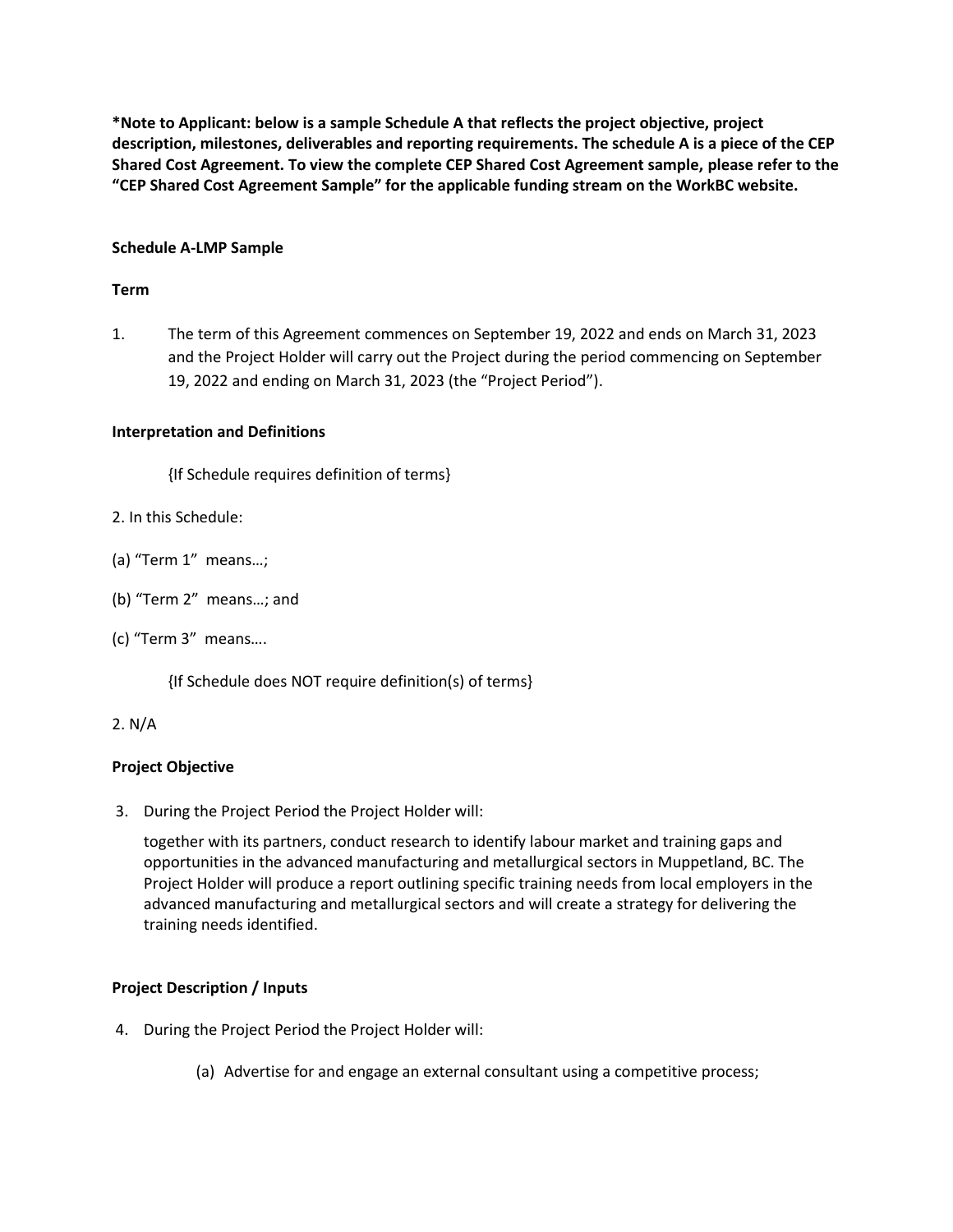**\*Note to Applicant: below is a sample Schedule A that reflects the project objective, project description, milestones, deliverables and reporting requirements. The schedule A is a piece of the CEP Shared Cost Agreement. To view the complete CEP Shared Cost Agreement sample, please refer to the "CEP Shared Cost Agreement Sample" for the applicable funding stream on the WorkBC website.**

**Schedule A-LMP Sample**

**Term**

1. The term of this Agreement commences on September 19, 2022 and ends on March 31, 2023 and the Project Holder will carry out the Project during the period commencing on September 19, 2022 and ending on March 31, 2023 (the "Project Period").

**Interpretation and Definitions**

{If Schedule requires definition of terms}

2. In this Schedule:

(a) "Term 1" means…;

(b) "Term 2" means…; and

(c) "Term 3" means….

{If Schedule does NOT require definition(s) of terms}

2. N/A

**Project Objective**

3. During the Project Period the Project Holder will:

   together with its partners, conduct research to identify labour market and training gaps and opportunities in the advanced manufacturing and metallurgical sectors in Muppetland, BC. The Project Holder will produce a report outlining specific training needs from local employers in the advanced manufacturing and metallurgical sectors and will create a strategy for delivering the training needs identified.

**Project Description / Inputs**

4. During the Project Period the Project Holder will:

   (a) Advertise for and engage an external consultant using a competitive process;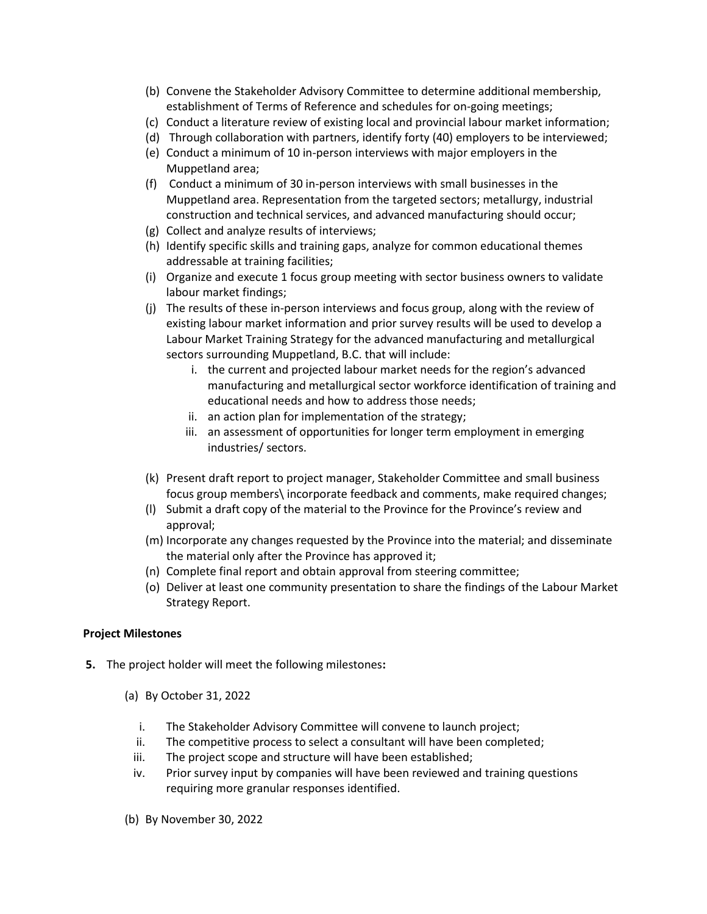(b) Convene the Stakeholder Advisory Committee to determine additional membership, establishment of Terms of Reference and schedules for on-going meetings;

(c) Conduct a literature review of existing local and provincial labour market information;

(d) Through collaboration with partners, identify forty (40) employers to be interviewed;

(e) Conduct a minimum of 10 in-person interviews with major employers in the Muppetland area;

(f) Conduct a minimum of 30 in-person interviews with small businesses in the Muppetland area. Representation from the targeted sectors; metallurgy, industrial construction and technical services, and advanced manufacturing should occur;

(g) Collect and analyze results of interviews;

(h) Identify specific skills and training gaps, analyze for common educational themes addressable at training facilities;

(i) Organize and execute 1 focus group meeting with sector business owners to validate labour market findings;

(j) The results of these in-person interviews and focus group, along with the review of existing labour market information and prior survey results will be used to develop a Labour Market Training Strategy for the advanced manufacturing and metallurgical sectors surrounding Muppetland, B.C. that will include:

   i. the current and projected labour market needs for the region's advanced manufacturing and metallurgical sector workforce identification of training and educational needs and how to address those needs;
   ii. an action plan for implementation of the strategy;
   iii. an assessment of opportunities for longer term employment in emerging industries/ sectors.

(k) Present draft report to project manager, Stakeholder Committee and small business focus group members\ incorporate feedback and comments, make required changes;

(l) Submit a draft copy of the material to the Province for the Province's review and approval;

(m) Incorporate any changes requested by the Province into the material; and disseminate the material only after the Province has approved it;

(n) Complete final report and obtain approval from steering committee;

(o) Deliver at least one community presentation to share the findings of the Labour Market Strategy Report.

**Project Milestones**

**5.** The project holder will meet the following milestones**:**

(a) By October 31, 2022

   i. The Stakeholder Advisory Committee will convene to launch project;
   ii. The competitive process to select a consultant will have been completed;
   iii. The project scope and structure will have been established;
   iv. Prior survey input by companies will have been reviewed and training questions requiring more granular responses identified.

(b) By November 30, 2022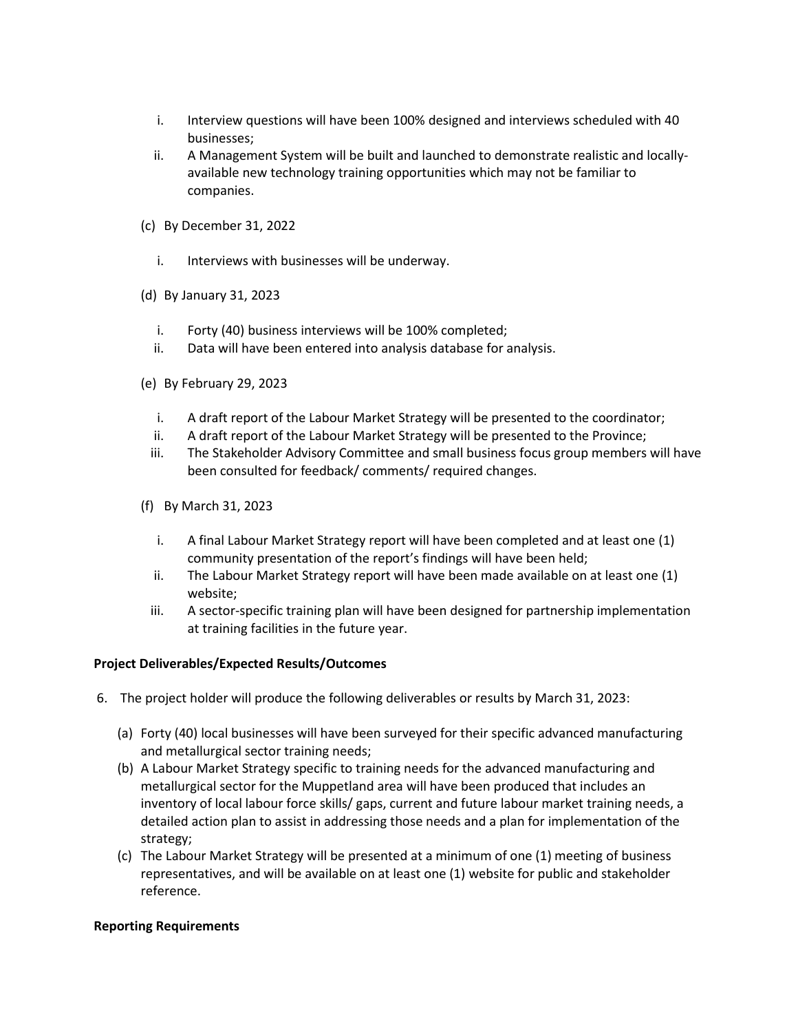i. Interview questions will have been 100% designed and interviews scheduled with 40 businesses;
   ii. A Management System will be built and launched to demonstrate realistic and locally-available new technology training opportunities which may not be familiar to companies.

(c) By December 31, 2022

   i. Interviews with businesses will be underway.

(d) By January 31, 2023

   i. Forty (40) business interviews will be 100% completed;
   ii. Data will have been entered into analysis database for analysis.

(e) By February 29, 2023

   i. A draft report of the Labour Market Strategy will be presented to the coordinator;
   ii. A draft report of the Labour Market Strategy will be presented to the Province;
   iii. The Stakeholder Advisory Committee and small business focus group members will have been consulted for feedback/ comments/ required changes.

(f) By March 31, 2023

   i. A final Labour Market Strategy report will have been completed and at least one (1) community presentation of the report's findings will have been held;
   ii. The Labour Market Strategy report will have been made available on at least one (1) website;
   iii. A sector-specific training plan will have been designed for partnership implementation at training facilities in the future year.

**Project Deliverables/Expected Results/Outcomes**

6. The project holder will produce the following deliverables or results by March 31, 2023:

   (a) Forty (40) local businesses will have been surveyed for their specific advanced manufacturing and metallurgical sector training needs;
   (b) A Labour Market Strategy specific to training needs for the advanced manufacturing and metallurgical sector for the Muppetland area will have been produced that includes an inventory of local labour force skills/ gaps, current and future labour market training needs, a detailed action plan to assist in addressing those needs and a plan for implementation of the strategy;
   (c) The Labour Market Strategy will be presented at a minimum of one (1) meeting of business representatives, and will be available on at least one (1) website for public and stakeholder reference.

**Reporting Requirements**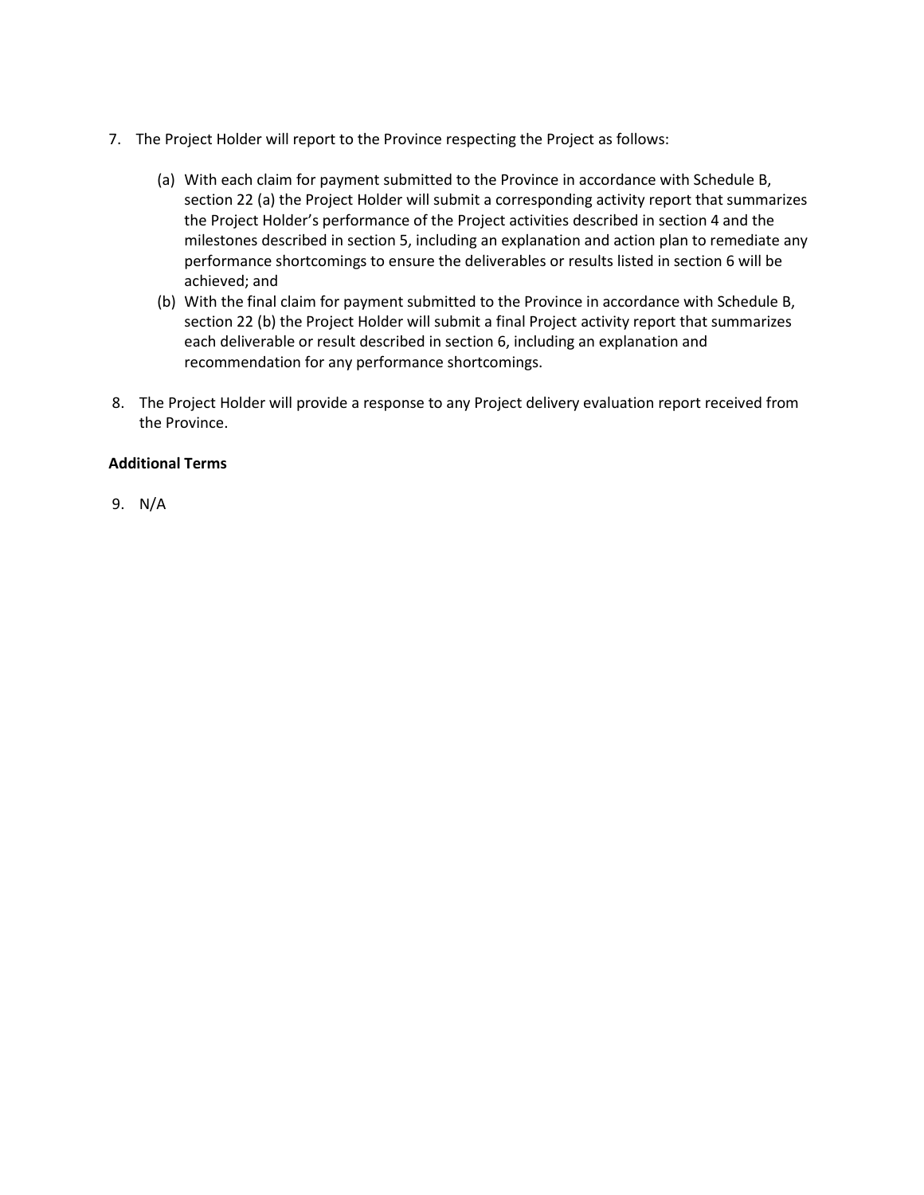7. The Project Holder will report to the Province respecting the Project as follows:

   (a) With each claim for payment submitted to the Province in accordance with Schedule B, section 22 (a) the Project Holder will submit a corresponding activity report that summarizes the Project Holder's performance of the Project activities described in section 4 and the milestones described in section 5, including an explanation and action plan to remediate any performance shortcomings to ensure the deliverables or results listed in section 6 will be achieved; and

   (b) With the final claim for payment submitted to the Province in accordance with Schedule B, section 22 (b) the Project Holder will submit a final Project activity report that summarizes each deliverable or result described in section 6, including an explanation and recommendation for any performance shortcomings.

8. The Project Holder will provide a response to any Project delivery evaluation report received from the Province.

**Additional Terms**

9. N/A